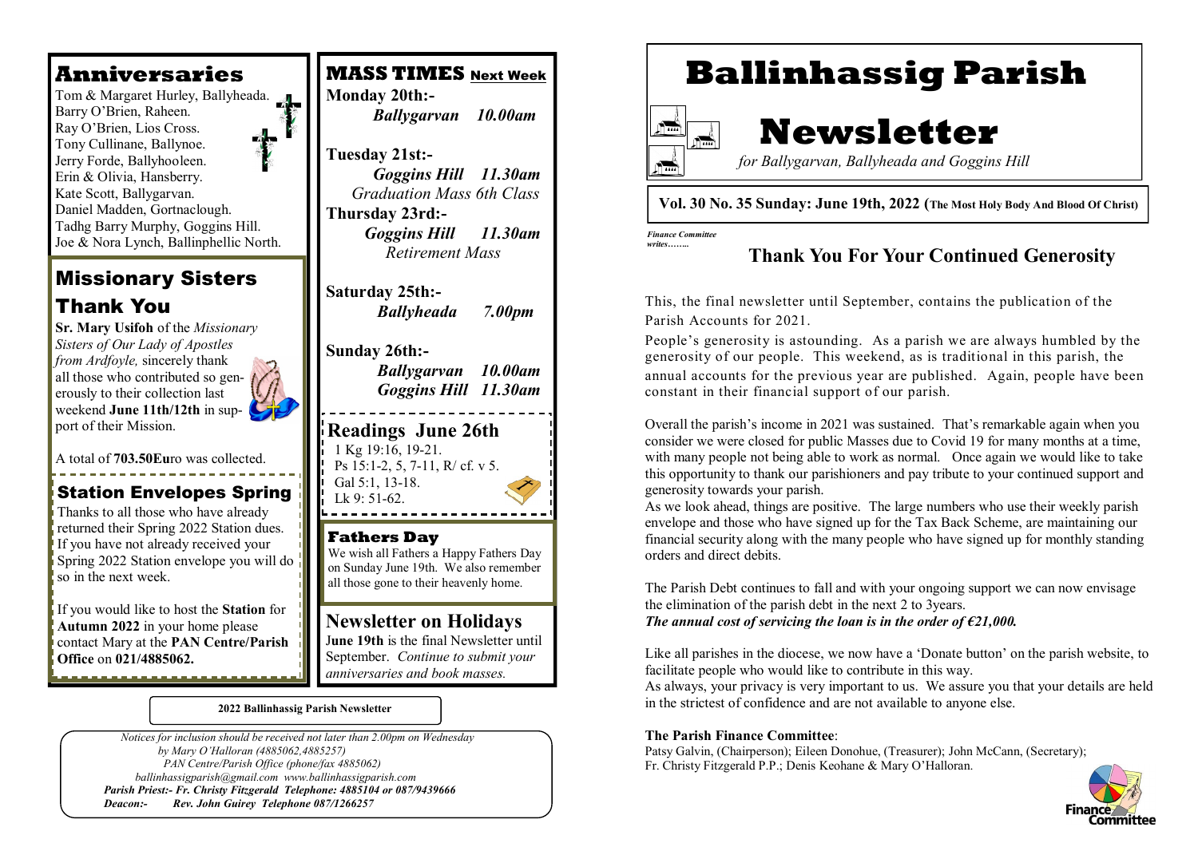# Ballinhassig Parish Newsletter

*for Ballygarvan, Ballyheada and Goggins Hill*

**Vol. 30 No. 35 Sunday: June 19th, 2022 (The Most Holy Body And Blood Of Christ)**

*Finance Committee writes……..*

## Thank You For Your Continued Generosity

This, the final newsletter until September, contains the publication of the Parish Accounts for 2021.

People's generosity is astounding. As a parish we are always humbled by the generosity of our people. This weekend, as is traditional in this parish, the annual accounts for the previous year are published. Again, people have been constant in their financial support of our parish.

Overall the parish's income in 2021 was sustained. That's remarkable again when you consider we were closed for public Masses due to Covid 19 for many months at a time, with many people not being able to work as normal. Once again we would like to take this opportunity to thank our parishioners and pay tribute to your continued support and generosity towards your parish.

As we look ahead, things are positive. The large numbers who use their weekly parish envelope and those who have signed up for the Tax Back Scheme, are maintaining our financial security along with the many people who have signed up for monthly standing orders and direct debits.

The Parish Debt continues to fall and with your ongoing support we can now envisage the elimination of the parish debt in the next 2 to 3years.
***The annual cost of servicing the loan is in the order of €21,000.***

Like all parishes in the diocese, we now have a 'Donate button' on the parish website, to facilitate people who would like to contribute in this way.
As always, your privacy is very important to us. We assure you that your details are held in the strictest of confidence and are not available to anyone else.

**The Parish Finance Committee**:
Patsy Galvin, (Chairperson); Eileen Donohue, (Treasurer); John McCann, (Secretary); Fr. Christy Fitzgerald P.P.; Denis Keohane & Mary O'Halloran.

## Anniversaries

Tom & Margaret Hurley, Ballyheada.
Barry O'Brien, Raheen.
Ray O'Brien, Lios Cross.
Tony Cullinane, Ballynoe.
Jerry Forde, Ballyhooleen.
Erin & Olivia, Hansberry.
Kate Scott, Ballygarvan.
Daniel Madden, Gortnaclough.
Tadhg Barry Murphy, Goggins Hill.
Joe & Nora Lynch, Ballinphellic North.

## Missionary Sisters Thank You

**Sr. Mary Usifoh** of the *Missionary Sisters of Our Lady of Apostles from Ardfoyle,* sincerely thank all those who contributed so generously to their collection last weekend **June 11th/12th** in support of their Mission.

A total of **703.50Eu**ro was collected.

## Station Envelopes Spring

Thanks to all those who have already returned their Spring 2022 Station dues. If you have not already received your Spring 2022 Station envelope you will do so in the next week.

If you would like to host the **Station** for **Autumn 2022** in your home please contact Mary at the **PAN Centre/Parish Office** on **021/4885062.**

## MASS TIMES Next Week

**Monday 20th:-**
***Ballygarvan 10.00am***

**Tuesday 21st:-**
***Goggins Hill 11.30am***
*Graduation Mass 6th Class*

**Thursday 23rd:-**
***Goggins Hill 11.30am***
*Retirement Mass*

**Saturday 25th:-**
***Ballyheada 7.00pm***

**Sunday 26th:-**
***Ballygarvan 10.00am***
***Goggins Hill 11.30am***

## Readings June 26th

1 Kg 19:16, 19-21.
Ps 15:1-2, 5, 7-11, R/ cf. v 5.
Gal 5:1, 13-18.
Lk 9: 51-62.

## Fathers Day

We wish all Fathers a Happy Fathers Day on Sunday June 19th. We also remember all those gone to their heavenly home.

## Newsletter on Holidays

**June 19th** is the final Newsletter until September. *Continue to submit your anniversaries and book masses.*

**2022 Ballinhassig Parish Newsletter**

*Notices for inclusion should be received not later than 2.00pm on Wednesday by Mary O'Halloran (4885062,4885257)*
*PAN Centre/Parish Office (phone/fax 4885062)*
*ballinhassigparish@gmail.com www.ballinhassigparish.com*
***Parish Priest:- Fr. Christy Fitzgerald Telephone: 4885104 or 087/9439666***
***Deacon:- Rev. John Guirey Telephone 087/1266257***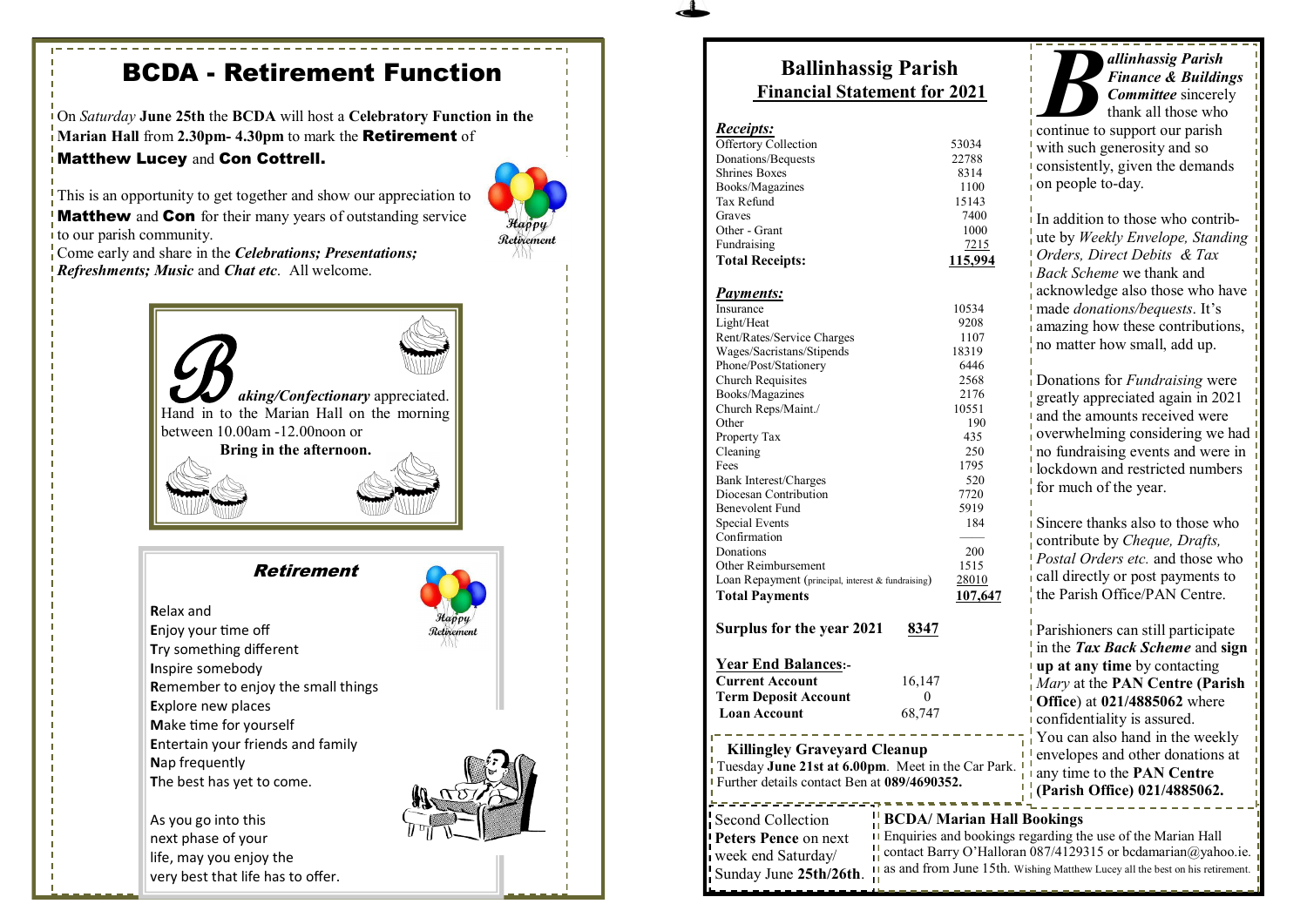# BCDA - Retirement Function

On *Saturday* **June 25th** the **BCDA** will host a **Celebratory Function in the Marian Hall** from **2.30pm- 4.30pm** to mark the **Retirement** of **Matthew Lucey** and **Con Cottrell.**

This is an opportunity to get together and show our appreciation to **Matthew** and **Con** for their many years of outstanding service to our parish community.
Come early and share in the ***Celebrations; Presentations; Refreshments; Music*** and ***Chat etc***. All welcome.

Happy Retirement

***Baking/Confectionary*** appreciated. Hand in to the Marian Hall on the morning between 10.00am -12.00noon or

**Bring in the afternoon.**

## *Retirement*

**R**elax and
**E**njoy your time off
**T**ry something different
**I**nspire somebody
**R**emember to enjoy the small things
**E**xplore new places
**M**ake time for yourself
**E**ntertain your friends and family
**N**ap frequently
**T**he best has yet to come.

As you go into this next phase of your life, may you enjoy the very best that life has to offer.

Happy Retirement

## Ballinhassig Parish Financial Statement for 2021

***Receipts:***

| | |
|---|---|
| Offertory Collection | 53034 |
| Donations/Bequests | 22788 |
| Shrines Boxes | 8314 |
| Books/Magazines | 1100 |
| Tax Refund | 15143 |
| Graves | 7400 |
| Other - Grant | 1000 |
| Fundraising | 7215 |
| **Total Receipts:** | **115,994** |

***Payments:***

| | |
|---|---|
| Insurance | 10534 |
| Light/Heat | 9208 |
| Rent/Rates/Service Charges | 1107 |
| Wages/Sacristans/Stipends | 18319 |
| Phone/Post/Stationery | 6446 |
| Church Requisites | 2568 |
| Books/Magazines | 2176 |
| Church Reps/Maint./ | 10551 |
| Other | 190 |
| Property Tax | 435 |
| Cleaning | 250 |
| Fees | 1795 |
| Bank Interest/Charges | 520 |
| Diocesan Contribution | 7720 |
| Benevolent Fund | 5919 |
| Special Events | 184 |
| Confirmation | —— |
| Donations | 200 |
| Other Reimbursement | 1515 |
| Loan Repayment (principal, interest & fundraising) | 28010 |
| **Total Payments** | **107,647** |

**Surplus for the year 2021** **8347**

**Year End Balances:-**

| | |
|---|---|
| **Current Account** | 16,147 |
| **Term Deposit Account** | 0 |
| **Loan Account** | 68,747 |

***Ballinhassig Parish Finance & Buildings Committee*** sincerely thank all those who continue to support our parish with such generosity and so consistently, given the demands on people to-day.

In addition to those who contribute by *Weekly Envelope, Standing Orders, Direct Debits & Tax Back Scheme* we thank and acknowledge also those who have made *donations/bequests*. It's amazing how these contributions, no matter how small, add up.

Donations for *Fundraising* were greatly appreciated again in 2021 and the amounts received were overwhelming considering we had no fundraising events and were in lockdown and restricted numbers for much of the year.

Sincere thanks also to those who contribute by *Cheque, Drafts, Postal Orders etc.* and those who call directly or post payments to the Parish Office/PAN Centre.

Parishioners can still participate in the ***Tax Back Scheme*** and **sign up at any time** by contacting *Mary* at the **PAN Centre (Parish Office)** at **021/4885062** where confidentiality is assured.
You can also hand in the weekly envelopes and other donations at any time to the **PAN Centre (Parish Office) 021/4885062.**

**Killingley Graveyard Cleanup**
Tuesday **June 21st at 6.00pm**. Meet in the Car Park. Further details contact Ben at **089/4690352.**

Second Collection **Peters Pence** on next week end Saturday/ Sunday June **25th/26th**.

**BCDA/ Marian Hall Bookings**
Enquiries and bookings regarding the use of the Marian Hall contact Barry O'Halloran 087/4129315 or bcdamarian@yahoo.ie. as and from June 15th. Wishing Matthew Lucey all the best on his retirement.